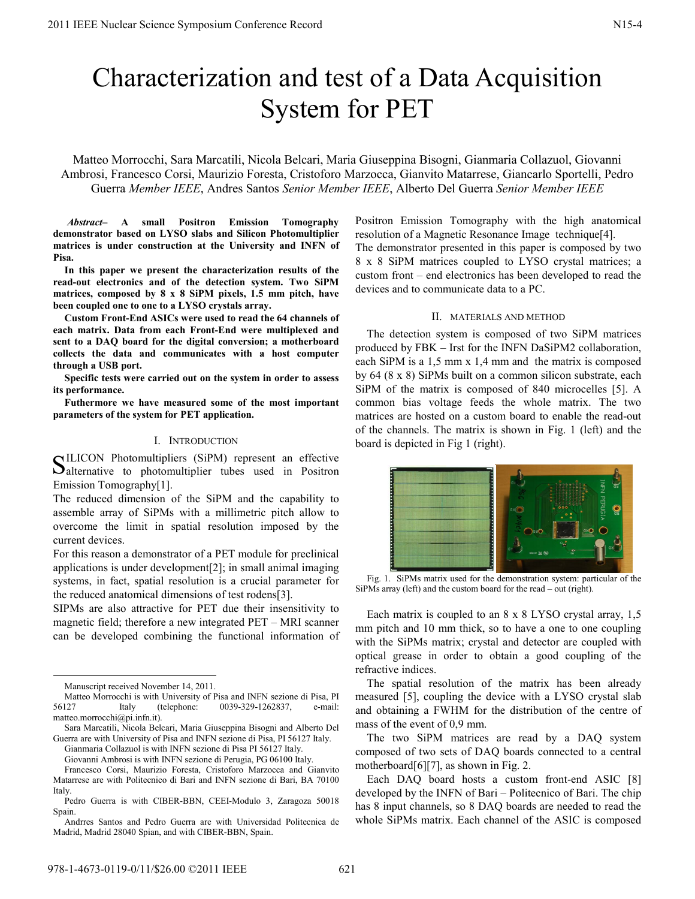# Characterization and test of a Data Acquisition System for PET

Matteo Morrocchi, Sara Marcatili, Nicola Belcari, Maria Giuseppina Bisogni, Gianmaria Collazuol, Giovanni Ambrosi, Francesco Corsi, Maurizio Foresta, Cristoforo Marzocca, Gianvito Matarrese, Giancarlo Sportelli, Pedro Guerra *Member IEEE*, Andres Santos *Senior Member IEEE*, Alberto Del Guerra *Senior Member IEEE*

***Abstract*– A small Positron Emission Tomography demonstrator based on LYSO slabs and Silicon Photomultiplier matrices is under construction at the University and INFN of Pisa.**

**In this paper we present the characterization results of the read-out electronics and of the detection system. Two SiPM matrices, composed by 8 x 8 SiPM pixels, 1.5 mm pitch, have been coupled one to one to a LYSO crystals array.**

**Custom Front-End ASICs were used to read the 64 channels of each matrix. Data from each Front-End were multiplexed and sent to a DAQ board for the digital conversion; a motherboard collects the data and communicates with a host computer through a USB port.**

**Specific tests were carried out on the system in order to assess its performance.**

**Futhermore we have measured some of the most important parameters of the system for PET application.**

## I. Introduction

SILICON Photomultipliers (SiPM) represent an effective alternative to photomultiplier tubes used in Positron Emission Tomography[1].

The reduced dimension of the SiPM and the capability to assemble array of SiPMs with a millimetric pitch allow to overcome the limit in spatial resolution imposed by the current devices.

For this reason a demonstrator of a PET module for preclinical applications is under development[2]; in small animal imaging systems, in fact, spatial resolution is a crucial parameter for the reduced anatomical dimensions of test rodens[3].

SIPMs are also attractive for PET due their insensitivity to magnetic field; therefore a new integrated PET – MRI scanner can be developed combining the functional information of Positron Emission Tomography with the high anatomical resolution of a Magnetic Resonance Image technique[4].

The demonstrator presented in this paper is composed by two 8 x 8 SiPM matrices coupled to LYSO crystal matrices; a custom front – end electronics has been developed to read the devices and to communicate data to a PC.

## II. Materials and Method

The detection system is composed of two SiPM matrices produced by FBK – Irst for the INFN DaSiPM2 collaboration, each SiPM is a 1,5 mm x 1,4 mm and the matrix is composed by 64 (8 x 8) SiPMs built on a common silicon substrate, each SiPM of the matrix is composed of 840 microcelles [5]. A common bias voltage feeds the whole matrix. The two matrices are hosted on a custom board to enable the read-out of the channels. The matrix is shown in Fig. 1 (left) and the board is depicted in Fig 1 (right).

Fig. 1. SiPMs matrix used for the demonstration system: particular of the SiPMs array (left) and the custom board for the read – out (right).

Each matrix is coupled to an 8 x 8 LYSO crystal array, 1,5 mm pitch and 10 mm thick, so to have a one to one coupling with the SiPMs matrix; crystal and detector are coupled with optical grease in order to obtain a good coupling of the refractive indices.

The spatial resolution of the matrix has been already measured [5], coupling the device with a LYSO crystal slab and obtaining a FWHM for the distribution of the centre of mass of the event of 0,9 mm.

The two SiPM matrices are read by a DAQ system composed of two sets of DAQ boards connected to a central motherboard[6][7], as shown in Fig. 2.

Each DAQ board hosts a custom front-end ASIC [8] developed by the INFN of Bari – Politecnico of Bari. The chip has 8 input channels, so 8 DAQ boards are needed to read the whole SiPMs matrix. Each channel of the ASIC is composed

Manuscript received November 14, 2011.

Matteo Morrocchi is with University of Pisa and INFN sezione di Pisa, PI 56127 Italy (telephone: 0039-329-1262837, e-mail: matteo.morrocchi@pi.infn.it).

Sara Marcatili, Nicola Belcari, Maria Giuseppina Bisogni and Alberto Del Guerra are with University of Pisa and INFN sezione di Pisa, PI 56127 Italy.

Gianmaria Collazuol is with INFN sezione di Pisa PI 56127 Italy.

Giovanni Ambrosi is with INFN sezione di Perugia, PG 06100 Italy.

Francesco Corsi, Maurizio Foresta, Cristoforo Marzocca and Gianvito Matarrese are with Politecnico di Bari and INFN sezione di Bari, BA 70100 Italy.

Pedro Guerra is with CIBER-BBN, CEEI-Modulo 3, Zaragoza 50018 Spain.

Andrres Santos and Pedro Guerra are with Universidad Politecnica de Madrid, Madrid 28040 Spian, and with CIBER-BBN, Spain.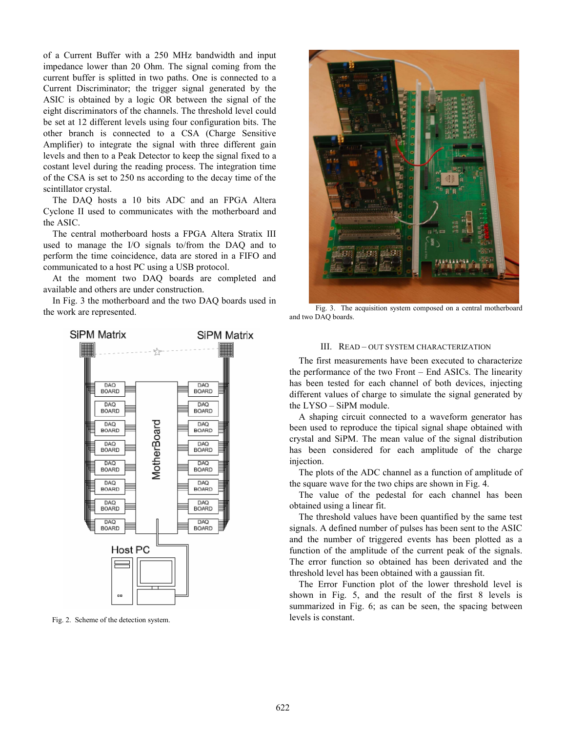of a Current Buffer with a 250 MHz bandwidth and input impedance lower than 20 Ohm. The signal coming from the current buffer is splitted in two paths. One is connected to a Current Discriminator; the trigger signal generated by the ASIC is obtained by a logic OR between the signal of the eight discriminators of the channels. The threshold level could be set at 12 different levels using four configuration bits. The other branch is connected to a CSA (Charge Sensitive Amplifier) to integrate the signal with three different gain levels and then to a Peak Detector to keep the signal fixed to a costant level during the reading process. The integration time of the CSA is set to 250 ns according to the decay time of the scintillator crystal.

The DAQ hosts a 10 bits ADC and an FPGA Altera Cyclone II used to communicates with the motherboard and the ASIC.

The central motherboard hosts a FPGA Altera Stratix III used to manage the I/O signals to/from the DAQ and to perform the time coincidence, data are stored in a FIFO and communicated to a host PC using a USB protocol.

At the moment two DAQ boards are completed and available and others are under construction.

In Fig. 3 the motherboard and the two DAQ boards used in the work are represented.

Fig. 2. Scheme of the detection system.

Fig. 3. The acquisition system composed on a central motherboard and two DAQ boards.

## III. Read – out system characterization

The first measurements have been executed to characterize the performance of the two Front – End ASICs. The linearity has been tested for each channel of both devices, injecting different values of charge to simulate the signal generated by the LYSO – SiPM module.

A shaping circuit connected to a waveform generator has been used to reproduce the tipical signal shape obtained with crystal and SiPM. The mean value of the signal distribution has been considered for each amplitude of the charge injection.

The plots of the ADC channel as a function of amplitude of the square wave for the two chips are shown in Fig. 4.

The value of the pedestal for each channel has been obtained using a linear fit.

The threshold values have been quantified by the same test signals. A defined number of pulses has been sent to the ASIC and the number of triggered events has been plotted as a function of the amplitude of the current peak of the signals. The error function so obtained has been derivated and the threshold level has been obtained with a gaussian fit.

The Error Function plot of the lower threshold level is shown in Fig. 5, and the result of the first 8 levels is summarized in Fig. 6; as can be seen, the spacing between levels is constant.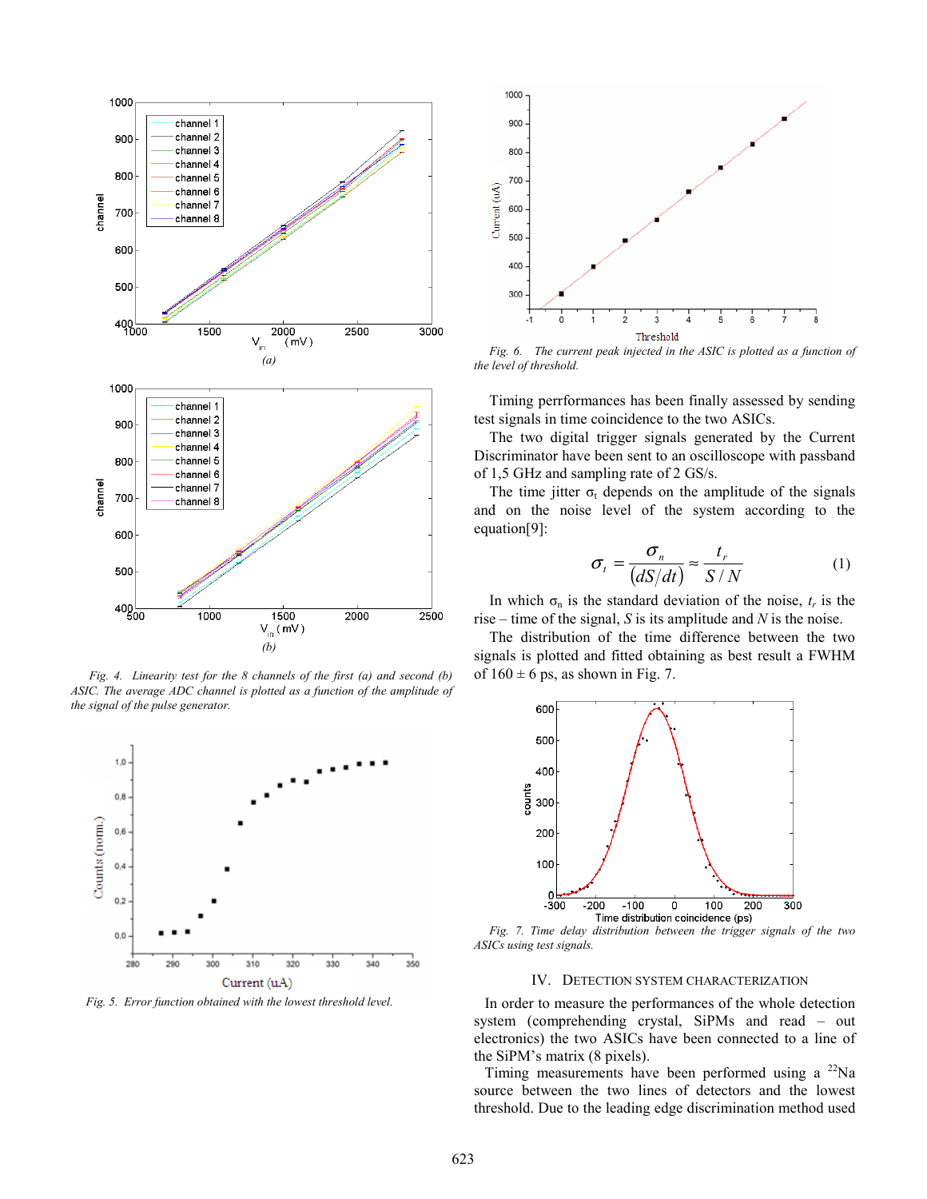*Fig. 4. Linearity test for the 8 channels of the first (a) and second (b) ASIC. The average ADC channel is plotted as a function of the amplitude of the signal of the pulse generator.*

*Fig. 5. Error function obtained with the lowest threshold level.*

*Fig. 6. The current peak injected in the ASIC is plotted as a function of the level of threshold.*

Timing perrformances has been finally assessed by sending test signals in time coincidence to the two ASICs.

The two digital trigger signals generated by the Current Discriminator have been sent to an oscilloscope with passband of 1,5 GHz and sampling rate of 2 GS/s.

The time jitter $\sigma_t$ depends on the amplitude of the signals and on the noise level of the system according to the equation[9]:

$$\sigma_t = \frac{\sigma_n}{(dS/dt)} \approx \frac{t_r}{S/N} \tag{1}$$

In which $\sigma_n$ is the standard deviation of the noise, $t_r$ is the rise – time of the signal, $S$ is its amplitude and $N$ is the noise.

The distribution of the time difference between the two signals is plotted and fitted obtaining as best result a FWHM of 160 ± 6 ps, as shown in Fig. 7.

*Fig. 7. Time delay distribution between the trigger signals of the two ASICs using test signals.*

## IV. Detection System Characterization

In order to measure the performances of the whole detection system (comprehending crystal, SiPMs and read – out electronics) the two ASICs have been connected to a line of the SiPM's matrix (8 pixels).

Timing measurements have been performed using a $^{22}$Na source between the two lines of detectors and the lowest threshold. Due to the leading edge discrimination method used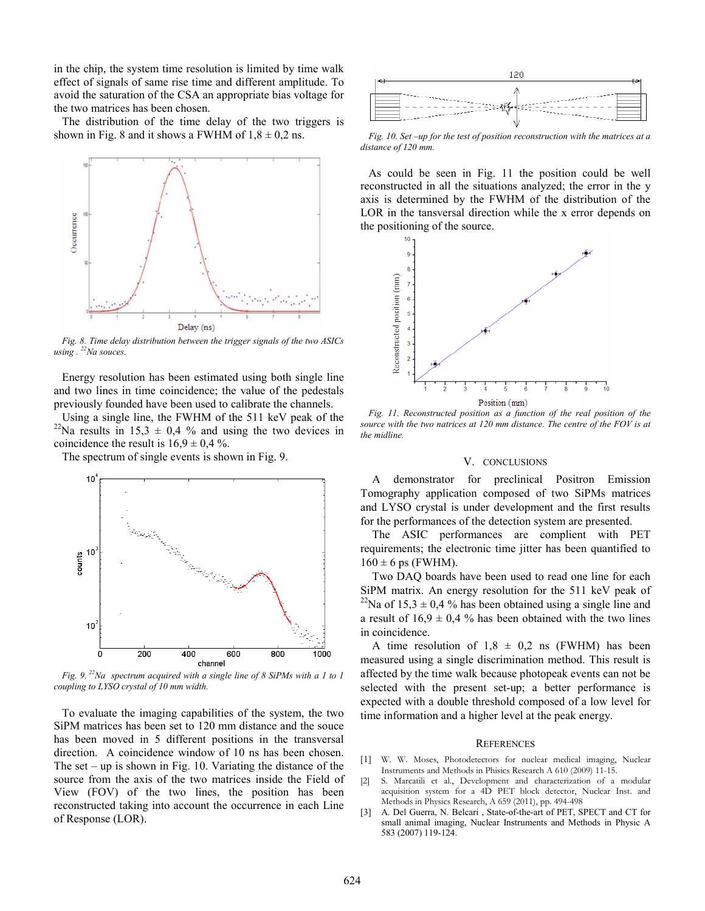in the chip, the system time resolution is limited by time walk effect of signals of same rise time and different amplitude. To avoid the saturation of the CSA an appropriate bias voltage for the two matrices has been chosen.

The distribution of the time delay of the two triggers is shown in Fig. 8 and it shows a FWHM of 1,8 ± 0,2 ns.

*Fig. 8. Time delay distribution between the trigger signals of the two ASICs using . $^{22}$Na souces.*

Energy resolution has been estimated using both single line and two lines in time coincidence; the value of the pedestals previously founded have been used to calibrate the channels.

Using a single line, the FWHM of the 511 keV peak of the $^{22}$Na results in 15,3 ± 0,4 % and using the two devices in coincidence the result is 16,9 ± 0,4 %.

The spectrum of single events is shown in Fig. 9.

*Fig. 9. $^{22}$Na spectrum acquired with a single line of 8 SiPMs with a 1 to 1 coupling to LYSO crystal of 10 mm width.*

To evaluate the imaging capabilities of the system, the two SiPM matrices has been set to 120 mm distance and the souce has been moved in 5 different positions in the transversal direction. A coincidence window of 10 ns has been chosen. The set – up is shown in Fig. 10. Variating the distance of the source from the axis of the two matrices inside the Field of View (FOV) of the two lines, the position has been reconstructed taking into account the occurrence in each Line of Response (LOR).

*Fig. 10. Set –up for the test of position reconstruction with the matrices at a distance of 120 mm.*

As could be seen in Fig. 11 the position could be well reconstructed in all the situations analyzed; the error in the y axis is determined by the FWHM of the distribution of the LOR in the tansversal direction while the x error depends on the positioning of the source.

*Fig. 11. Reconstructed position as a function of the real position of the source with the two natrices at 120 mm distance. The centre of the FOV is at the midline.*

## V. Conclusions

A demonstrator for preclinical Positron Emission Tomography application composed of two SiPMs matrices and LYSO crystal is under development and the first results for the performances of the detection system are presented.

The ASIC performances are complient with PET requirements; the electronic time jitter has been quantified to 160 ± 6 ps (FWHM).

Two DAQ boards have been used to read one line for each SiPM matrix. An energy resolution for the 511 keV peak of $^{22}$Na of 15,3 ± 0,4 % has been obtained using a single line and a result of 16,9 ± 0,4 % has been obtained with the two lines in coincidence.

A time resolution of 1,8 ± 0,2 ns (FWHM) has been measured using a single discrimination method. This result is affected by the time walk because photopeak events can not be selected with the present set-up; a better performance is expected with a double threshold composed of a low level for time information and a higher level at the peak energy.

## References

[1] W. W. Moses, Photodetectors for nuclear medical imaging, Nuclear Instruments and Methods in Phisics Research A 610 (2009) 11-15.

[2] S. Marcatili et al., Development and characterization of a modular acquisition system for a 4D PET block detector, Nuclear Inst. and Methods in Physics Research, A 659 (2011), pp. 494-498

[3] A. Del Guerra, N. Belcari , State-of-the-art of PET, SPECT and CT for small animal imaging, Nuclear Instruments and Methods in Physic A 583 (2007) 119-124.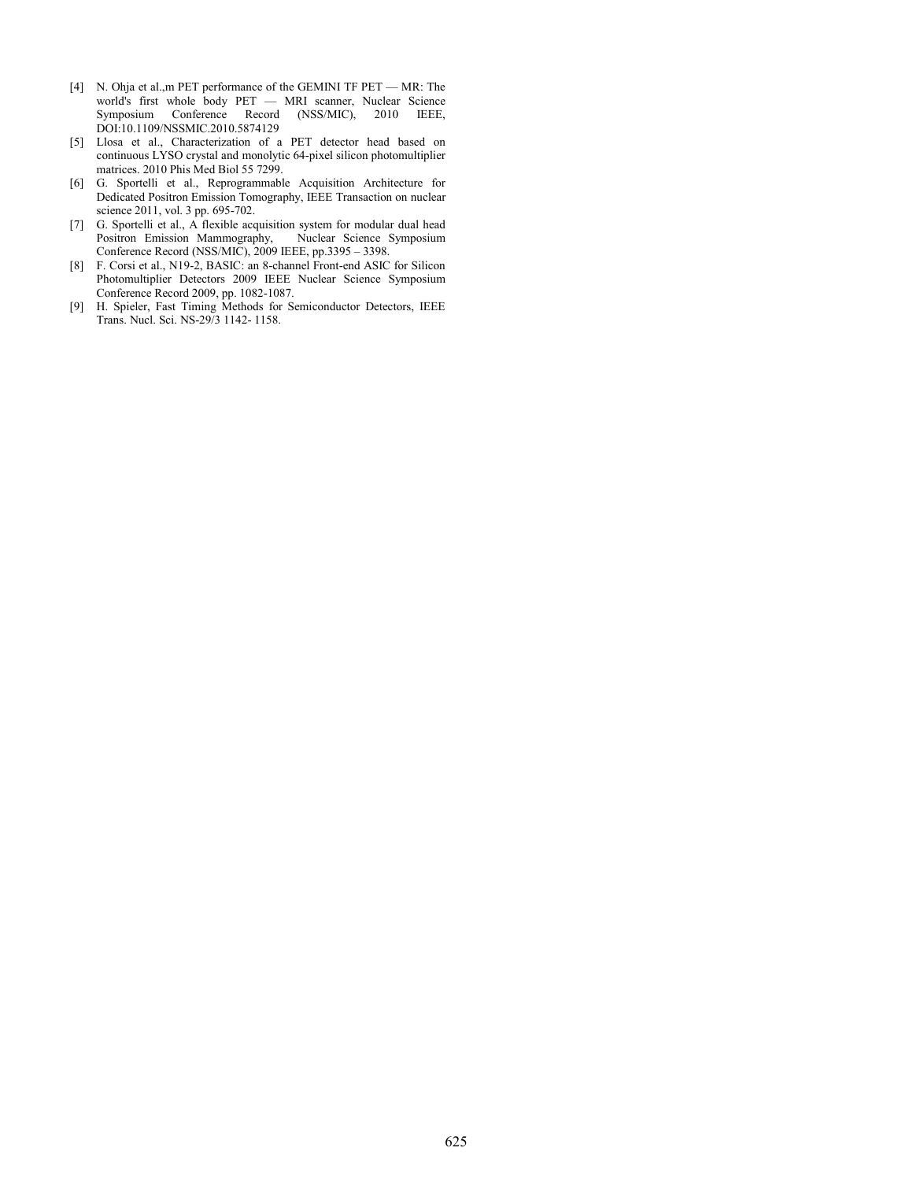[4] N. Ohja et al.,m PET performance of the GEMINI TF PET — MR: The world's first whole body PET — MRI scanner, Nuclear Science Symposium Conference Record (NSS/MIC), 2010 IEEE, DOI:10.1109/NSSMIC.2010.5874129

[5] Llosa et al., Characterization of a PET detector head based on continuous LYSO crystal and monolytic 64-pixel silicon photomultiplier matrices. 2010 Phis Med Biol 55 7299.

[6] G. Sportelli et al., Reprogrammable Acquisition Architecture for Dedicated Positron Emission Tomography, IEEE Transaction on nuclear science 2011, vol. 3 pp. 695-702.

[7] G. Sportelli et al., A flexible acquisition system for modular dual head Positron Emission Mammography, Nuclear Science Symposium Conference Record (NSS/MIC), 2009 IEEE, pp.3395 – 3398.

[8] F. Corsi et al., N19-2, BASIC: an 8-channel Front-end ASIC for Silicon Photomultiplier Detectors 2009 IEEE Nuclear Science Symposium Conference Record 2009, pp. 1082-1087.

[9] H. Spieler, Fast Timing Methods for Semiconductor Detectors, IEEE Trans. Nucl. Sci. NS-29/3 1142- 1158.